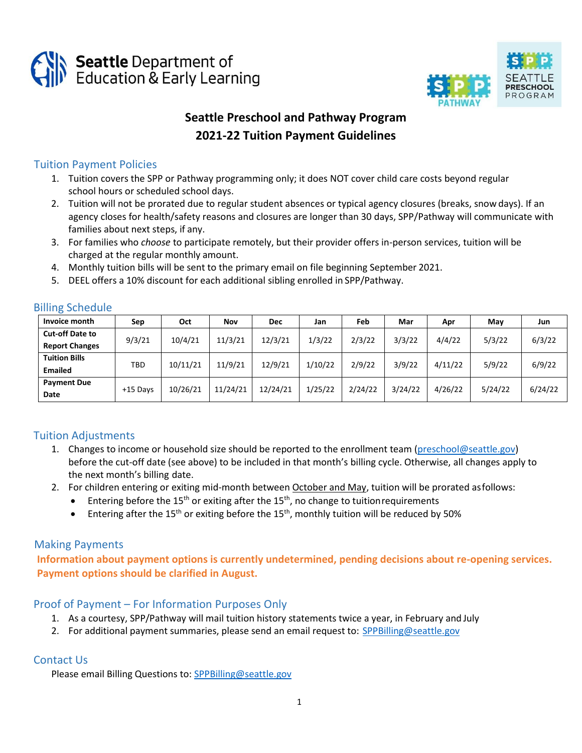Seattle Department of Education & Early Learning

# Seattle Preschool and Pathway Program
# 2021-22 Tuition Payment Guidelines

## Tuition Payment Policies

1. Tuition covers the SPP or Pathway programming only; it does NOT cover child care costs beyond regular school hours or scheduled school days.
2. Tuition will not be prorated due to regular student absences or typical agency closures (breaks, snow days). If an agency closes for health/safety reasons and closures are longer than 30 days, SPP/Pathway will communicate with families about next steps, if any.
3. For families who *choose* to participate remotely, but their provider offers in-person services, tuition will be charged at the regular monthly amount.
4. Monthly tuition bills will be sent to the primary email on file beginning September 2021.
5. DEEL offers a 10% discount for each additional sibling enrolled in SPP/Pathway.

## Billing Schedule

| Invoice month | Sep | Oct | Nov | Dec | Jan | Feb | Mar | Apr | May | Jun |
|---|---|---|---|---|---|---|---|---|---|---|
| **Cut-off Date to Report Changes** | 9/3/21 | 10/4/21 | 11/3/21 | 12/3/21 | 1/3/22 | 2/3/22 | 3/3/22 | 4/4/22 | 5/3/22 | 6/3/22 |
| **Tuition Bills Emailed** | TBD | 10/11/21 | 11/9/21 | 12/9/21 | 1/10/22 | 2/9/22 | 3/9/22 | 4/11/22 | 5/9/22 | 6/9/22 |
| **Payment Due Date** | +15 Days | 10/26/21 | 11/24/21 | 12/24/21 | 1/25/22 | 2/24/22 | 3/24/22 | 4/26/22 | 5/24/22 | 6/24/22 |

## Tuition Adjustments

1. Changes to income or household size should be reported to the enrollment team (preschool@seattle.gov) before the cut-off date (see above) to be included in that month's billing cycle. Otherwise, all changes apply to the next month's billing date.
2. For children entering or exiting mid-month between October and May, tuition will be prorated as follows:
   - Entering before the 15th or exiting after the 15th, no change to tuition requirements
   - Entering after the 15th or exiting before the 15th, monthly tuition will be reduced by 50%

## Making Payments

**Information about payment options is currently undetermined, pending decisions about re-opening services. Payment options should be clarified in August.**

## Proof of Payment – For Information Purposes Only

1. As a courtesy, SPP/Pathway will mail tuition history statements twice a year, in February and July
2. For additional payment summaries, please send an email request to: SPPBilling@seattle.gov

## Contact Us

Please email Billing Questions to: SPPBilling@seattle.gov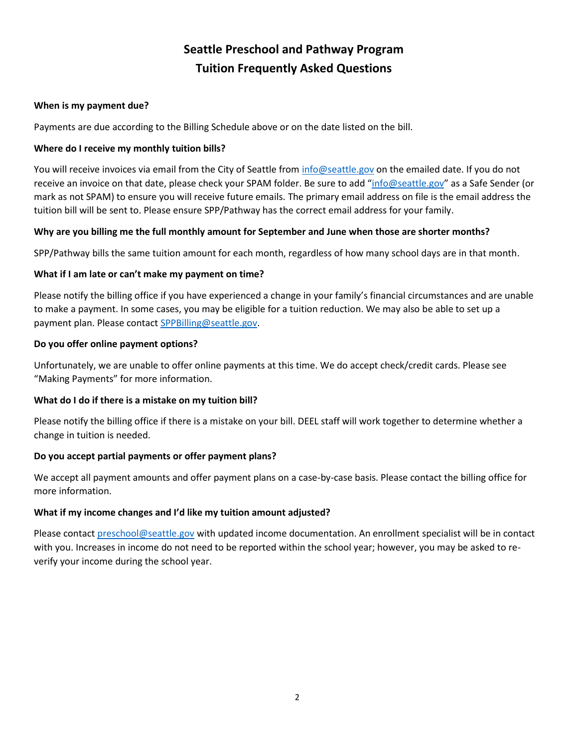# Seattle Preschool and Pathway Program
# Tuition Frequently Asked Questions

**When is my payment due?**

Payments are due according to the Billing Schedule above or on the date listed on the bill.

**Where do I receive my monthly tuition bills?**

You will receive invoices via email from the City of Seattle from info@seattle.gov on the emailed date. If you do not receive an invoice on that date, please check your SPAM folder. Be sure to add "info@seattle.gov" as a Safe Sender (or mark as not SPAM) to ensure you will receive future emails. The primary email address on file is the email address the tuition bill will be sent to. Please ensure SPP/Pathway has the correct email address for your family.

**Why are you billing me the full monthly amount for September and June when those are shorter months?**

SPP/Pathway bills the same tuition amount for each month, regardless of how many school days are in that month.

**What if I am late or can't make my payment on time?**

Please notify the billing office if you have experienced a change in your family's financial circumstances and are unable to make a payment. In some cases, you may be eligible for a tuition reduction. We may also be able to set up a payment plan. Please contact SPPBilling@seattle.gov.

**Do you offer online payment options?**

Unfortunately, we are unable to offer online payments at this time. We do accept check/credit cards. Please see "Making Payments" for more information.

**What do I do if there is a mistake on my tuition bill?**

Please notify the billing office if there is a mistake on your bill. DEEL staff will work together to determine whether a change in tuition is needed.

**Do you accept partial payments or offer payment plans?**

We accept all payment amounts and offer payment plans on a case-by-case basis. Please contact the billing office for more information.

**What if my income changes and I'd like my tuition amount adjusted?**

Please contact preschool@seattle.gov with updated income documentation. An enrollment specialist will be in contact with you. Increases in income do not need to be reported within the school year; however, you may be asked to re-verify your income during the school year.